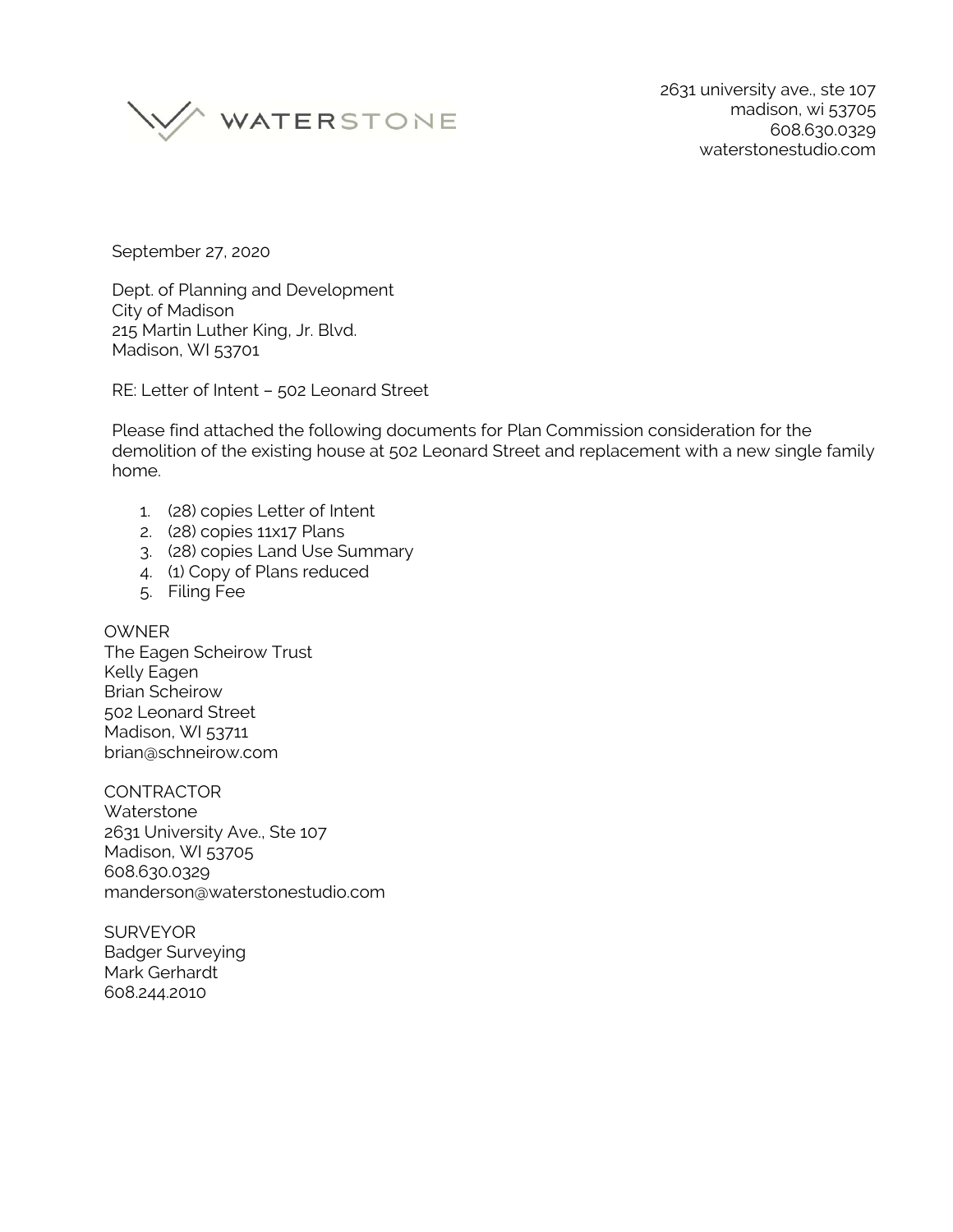WATERSTONE

2631 university ave., ste 107
madison, wi 53705
608.630.0329
waterstonestudio.com

September 27, 2020

Dept. of Planning and Development
City of Madison
215 Martin Luther King, Jr. Blvd.
Madison, WI 53701

RE: Letter of Intent – 502 Leonard Street

Please find attached the following documents for Plan Commission consideration for the demolition of the existing house at 502 Leonard Street and replacement with a new single family home.

1. (28) copies Letter of Intent
2. (28) copies 11x17 Plans
3. (28) copies Land Use Summary
4. (1) Copy of Plans reduced
5. Filing Fee

OWNER
The Eagen Scheirow Trust
Kelly Eagen
Brian Scheirow
502 Leonard Street
Madison, WI 53711
brian@schneirow.com

CONTRACTOR
Waterstone
2631 University Ave., Ste 107
Madison, WI 53705
608.630.0329
manderson@waterstonestudio.com

SURVEYOR
Badger Surveying
Mark Gerhardt
608.244.2010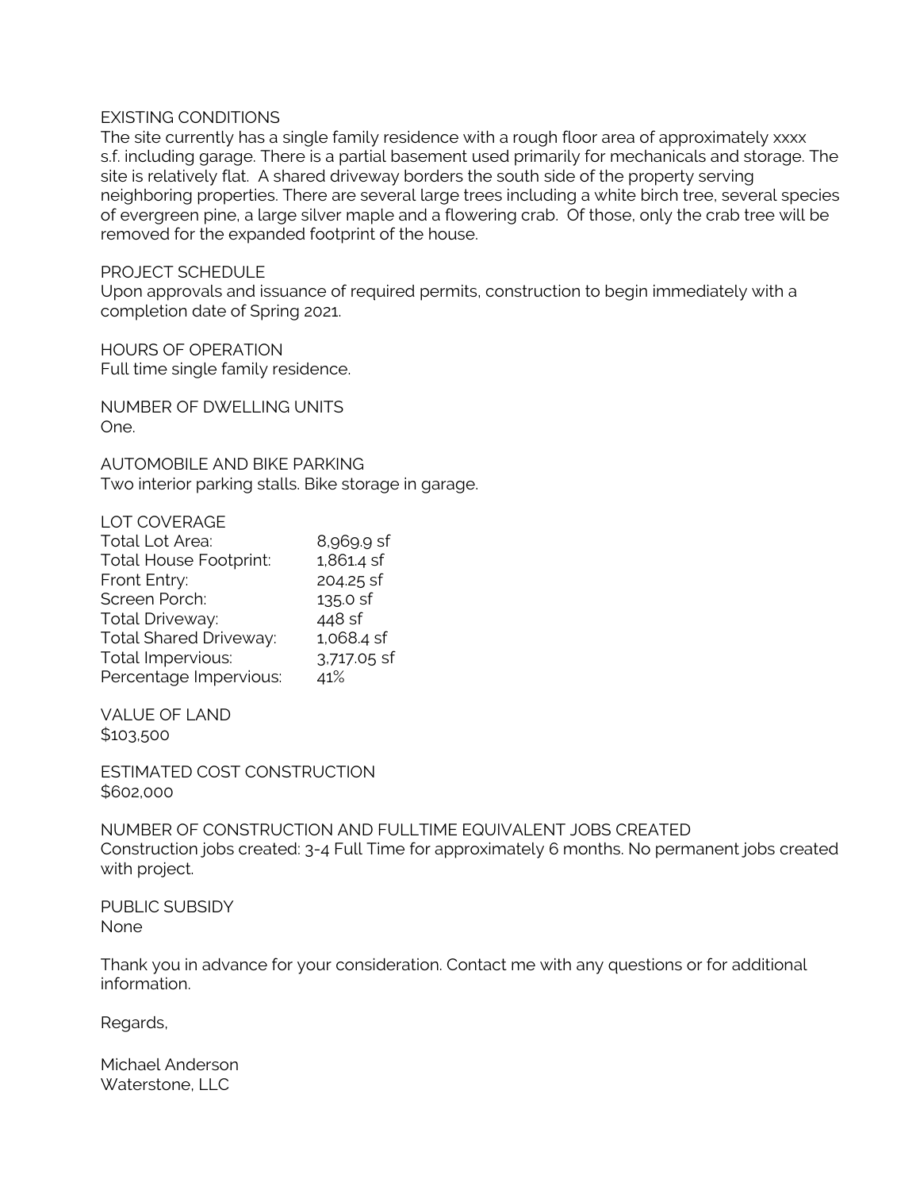EXISTING CONDITIONS

The site currently has a single family residence with a rough floor area of approximately xxxx s.f. including garage. There is a partial basement used primarily for mechanicals and storage. The site is relatively flat. A shared driveway borders the south side of the property serving neighboring properties. There are several large trees including a white birch tree, several species of evergreen pine, a large silver maple and a flowering crab. Of those, only the crab tree will be removed for the expanded footprint of the house.

PROJECT SCHEDULE

Upon approvals and issuance of required permits, construction to begin immediately with a completion date of Spring 2021.

HOURS OF OPERATION

Full time single family residence.

NUMBER OF DWELLING UNITS

One.

AUTOMOBILE AND BIKE PARKING

Two interior parking stalls. Bike storage in garage.

LOT COVERAGE

| | |
|---|---|
| Total Lot Area: | 8,969.9 sf |
| Total House Footprint: | 1,861.4 sf |
| Front Entry: | 204.25 sf |
| Screen Porch: | 135.0 sf |
| Total Driveway: | 448 sf |
| Total Shared Driveway: | 1,068.4 sf |
| Total Impervious: | 3,717.05 sf |
| Percentage Impervious: | 41% |

VALUE OF LAND

$103,500

ESTIMATED COST CONSTRUCTION

$602,000

NUMBER OF CONSTRUCTION AND FULLTIME EQUIVALENT JOBS CREATED

Construction jobs created: 3-4 Full Time for approximately 6 months. No permanent jobs created with project.

PUBLIC SUBSIDY

None

Thank you in advance for your consideration. Contact me with any questions or for additional information.

Regards,

Michael Anderson
Waterstone, LLC